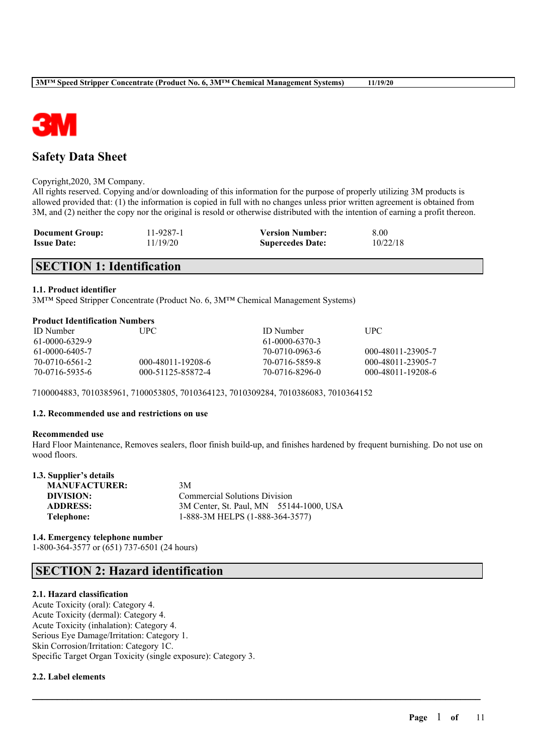# Safety Data Sheet

Copyright,2020, 3M Company.
All rights reserved. Copying and/or downloading of this information for the purpose of properly utilizing 3M products is allowed provided that: (1) the information is copied in full with no changes unless prior written agreement is obtained from 3M, and (2) neither the copy nor the original is resold or otherwise distributed with the intention of earning a profit thereon.

| | | | |
|---|---|---|---|
| **Document Group:** | 11-9287-1 | **Version Number:** | 8.00 |
| **Issue Date:** | 11/19/20 | **Supercedes Date:** | 10/22/18 |

## SECTION 1: Identification

### 1.1. Product identifier
3M™ Speed Stripper Concentrate (Product No. 6, 3M™ Chemical Management Systems)

**Product Identification Numbers**

| ID Number | UPC | ID Number | UPC |
|---|---|---|---|
| 61-0000-6329-9 | | 61-0000-6370-3 | |
| 61-0000-6405-7 | | 70-0710-0963-6 | 000-48011-23905-7 |
| 70-0710-6561-2 | 000-48011-19208-6 | 70-0716-5859-8 | 000-48011-23905-7 |
| 70-0716-5935-6 | 000-51125-85872-4 | 70-0716-8296-0 | 000-48011-19208-6 |

7100004883, 7010385961, 7100053805, 7010364123, 7010309284, 7010386083, 7010364152

### 1.2. Recommended use and restrictions on use

**Recommended use**
Hard Floor Maintenance, Removes sealers, floor finish build-up, and finishes hardened by frequent burnishing. Do not use on wood floors.

### 1.3. Supplier's details

| | |
|---|---|
| **MANUFACTURER:** | 3M |
| **DIVISION:** | Commercial Solutions Division |
| **ADDRESS:** | 3M Center, St. Paul, MN 55144-1000, USA |
| **Telephone:** | 1-888-3M HELPS (1-888-364-3577) |

### 1.4. Emergency telephone number
1-800-364-3577 or (651) 737-6501 (24 hours)

## SECTION 2: Hazard identification

### 2.1. Hazard classification
Acute Toxicity (oral): Category 4.
Acute Toxicity (dermal): Category 4.
Acute Toxicity (inhalation): Category 4.
Serious Eye Damage/Irritation: Category 1.
Skin Corrosion/Irritation: Category 1C.
Specific Target Organ Toxicity (single exposure): Category 3.

### 2.2. Label elements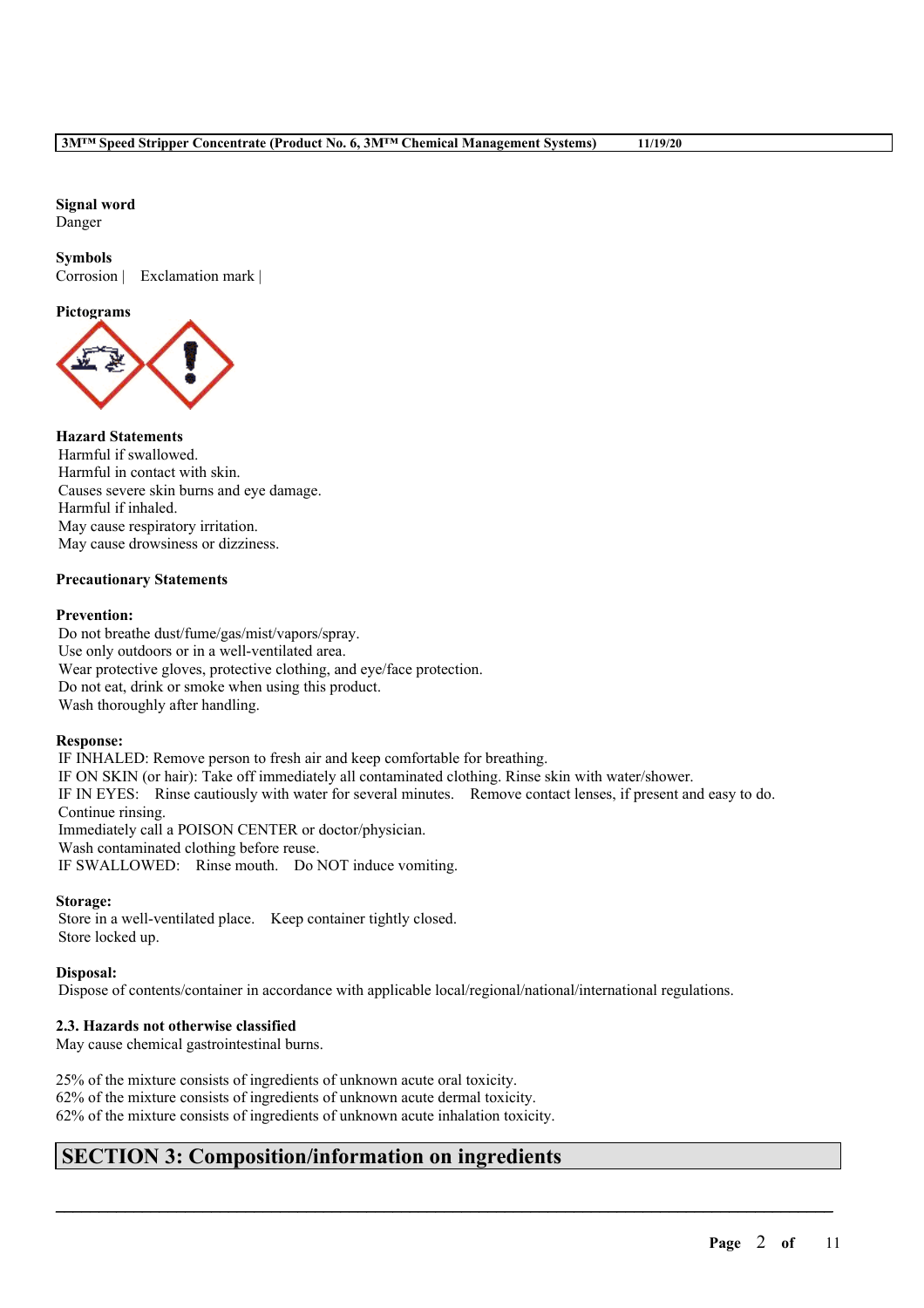**Signal word**
Danger

**Symbols**
Corrosion | Exclamation mark |

**Pictograms**

**Hazard Statements**
Harmful if swallowed.
Harmful in contact with skin.
Causes severe skin burns and eye damage.
Harmful if inhaled.
May cause respiratory irritation.
May cause drowsiness or dizziness.

**Precautionary Statements**

**Prevention:**
Do not breathe dust/fume/gas/mist/vapors/spray.
Use only outdoors or in a well-ventilated area.
Wear protective gloves, protective clothing, and eye/face protection.
Do not eat, drink or smoke when using this product.
Wash thoroughly after handling.

**Response:**
IF INHALED: Remove person to fresh air and keep comfortable for breathing.
IF ON SKIN (or hair): Take off immediately all contaminated clothing. Rinse skin with water/shower.
IF IN EYES: Rinse cautiously with water for several minutes. Remove contact lenses, if present and easy to do. Continue rinsing.
Immediately call a POISON CENTER or doctor/physician.
Wash contaminated clothing before reuse.
IF SWALLOWED: Rinse mouth. Do NOT induce vomiting.

**Storage:**
Store in a well-ventilated place. Keep container tightly closed.
Store locked up.

**Disposal:**
Dispose of contents/container in accordance with applicable local/regional/national/international regulations.

**2.3. Hazards not otherwise classified**
May cause chemical gastrointestinal burns.

25% of the mixture consists of ingredients of unknown acute oral toxicity.
62% of the mixture consists of ingredients of unknown acute dermal toxicity.
62% of the mixture consists of ingredients of unknown acute inhalation toxicity.

## SECTION 3: Composition/information on ingredients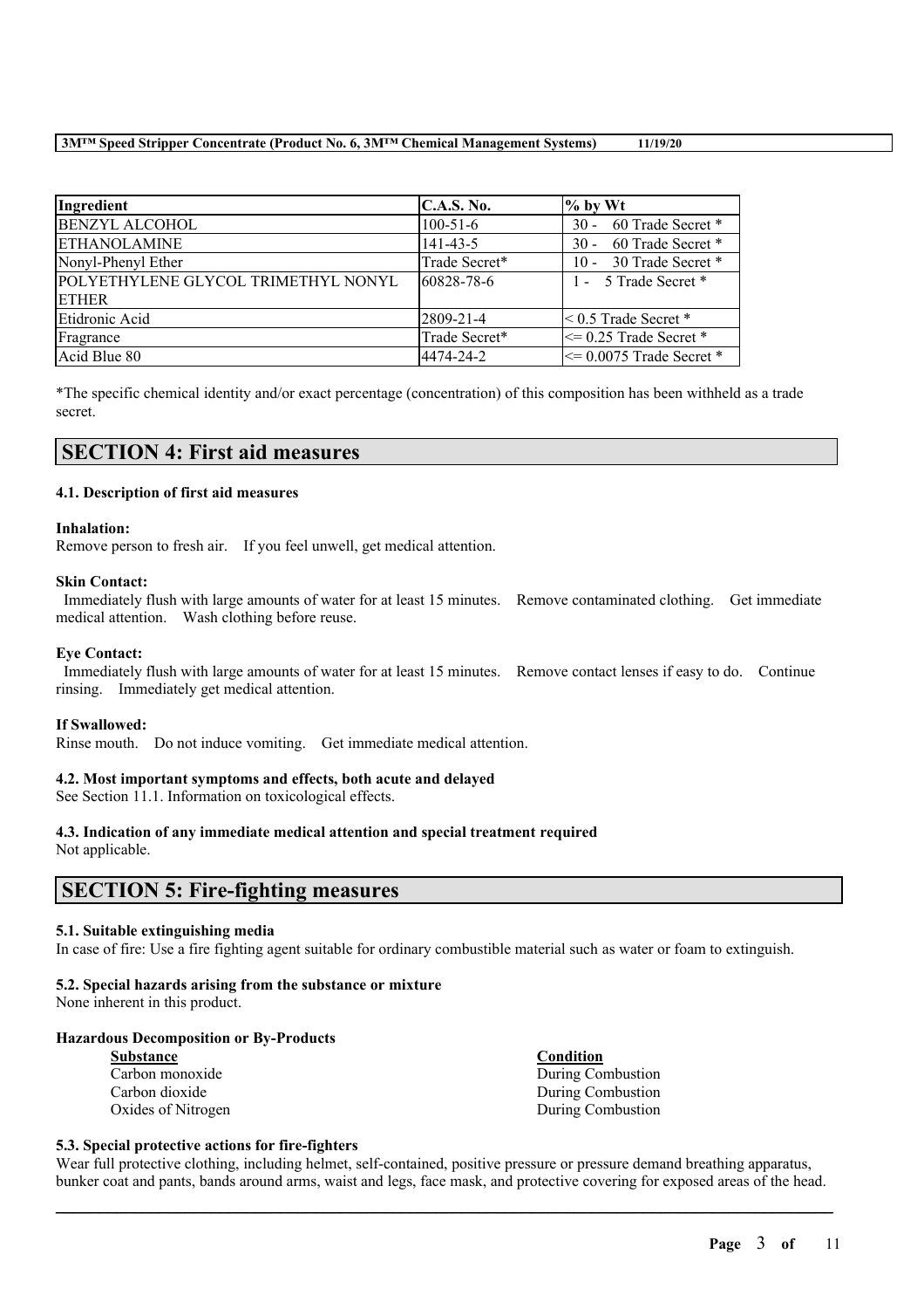| Ingredient | C.A.S. No. | % by Wt |
| --- | --- | --- |
| BENZYL ALCOHOL | 100-51-6 | 30 - 60 Trade Secret * |
| ETHANOLAMINE | 141-43-5 | 30 - 60 Trade Secret * |
| Nonyl-Phenyl Ether | Trade Secret* | 10 - 30 Trade Secret * |
| POLYETHYLENE GLYCOL TRIMETHYL NONYL ETHER | 60828-78-6 | 1 - 5 Trade Secret * |
| Etidronic Acid | 2809-21-4 | < 0.5 Trade Secret * |
| Fragrance | Trade Secret* | <= 0.25 Trade Secret * |
| Acid Blue 80 | 4474-24-2 | <= 0.0075 Trade Secret * |

*The specific chemical identity and/or exact percentage (concentration) of this composition has been withheld as a trade secret.

## SECTION 4: First aid measures

### 4.1. Description of first aid measures

**Inhalation:**
Remove person to fresh air. If you feel unwell, get medical attention.

**Skin Contact:**
Immediately flush with large amounts of water for at least 15 minutes. Remove contaminated clothing. Get immediate medical attention. Wash clothing before reuse.

**Eye Contact:**
Immediately flush with large amounts of water for at least 15 minutes. Remove contact lenses if easy to do. Continue rinsing. Immediately get medical attention.

**If Swallowed:**
Rinse mouth. Do not induce vomiting. Get immediate medical attention.

### 4.2. Most important symptoms and effects, both acute and delayed

See Section 11.1. Information on toxicological effects.

### 4.3. Indication of any immediate medical attention and special treatment required

Not applicable.

## SECTION 5: Fire-fighting measures

### 5.1. Suitable extinguishing media

In case of fire: Use a fire fighting agent suitable for ordinary combustible material such as water or foam to extinguish.

### 5.2. Special hazards arising from the substance or mixture

None inherent in this product.

**Hazardous Decomposition or By-Products**

| Substance | Condition |
| --- | --- |
| Carbon monoxide | During Combustion |
| Carbon dioxide | During Combustion |
| Oxides of Nitrogen | During Combustion |

### 5.3. Special protective actions for fire-fighters

Wear full protective clothing, including helmet, self-contained, positive pressure or pressure demand breathing apparatus, bunker coat and pants, bands around arms, waist and legs, face mask, and protective covering for exposed areas of the head.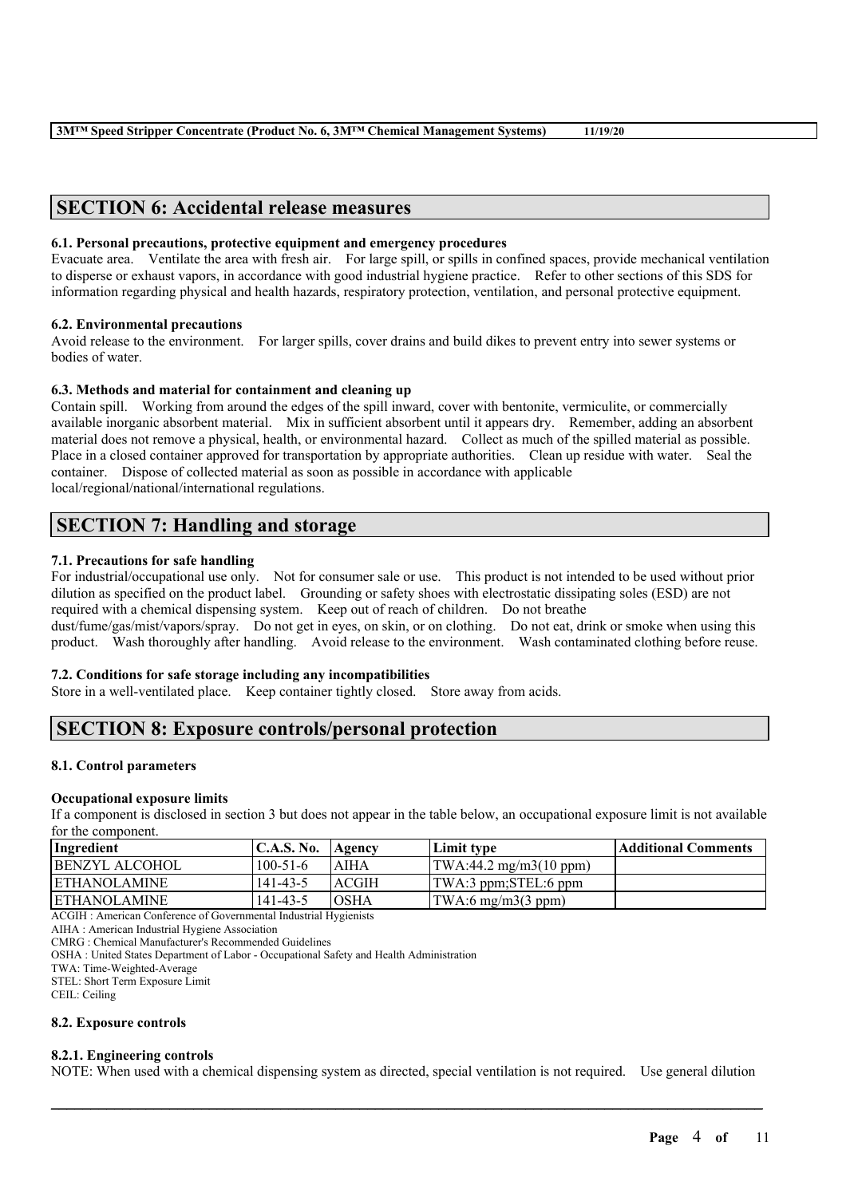## SECTION 6: Accidental release measures

### 6.1. Personal precautions, protective equipment and emergency procedures

Evacuate area. Ventilate the area with fresh air. For large spill, or spills in confined spaces, provide mechanical ventilation to disperse or exhaust vapors, in accordance with good industrial hygiene practice. Refer to other sections of this SDS for information regarding physical and health hazards, respiratory protection, ventilation, and personal protective equipment.

### 6.2. Environmental precautions

Avoid release to the environment. For larger spills, cover drains and build dikes to prevent entry into sewer systems or bodies of water.

### 6.3. Methods and material for containment and cleaning up

Contain spill. Working from around the edges of the spill inward, cover with bentonite, vermiculite, or commercially available inorganic absorbent material. Mix in sufficient absorbent until it appears dry. Remember, adding an absorbent material does not remove a physical, health, or environmental hazard. Collect as much of the spilled material as possible. Place in a closed container approved for transportation by appropriate authorities. Clean up residue with water. Seal the container. Dispose of collected material as soon as possible in accordance with applicable local/regional/national/international regulations.

## SECTION 7: Handling and storage

### 7.1. Precautions for safe handling

For industrial/occupational use only. Not for consumer sale or use. This product is not intended to be used without prior dilution as specified on the product label. Grounding or safety shoes with electrostatic dissipating soles (ESD) are not required with a chemical dispensing system. Keep out of reach of children. Do not breathe dust/fume/gas/mist/vapors/spray. Do not get in eyes, on skin, or on clothing. Do not eat, drink or smoke when using this product. Wash thoroughly after handling. Avoid release to the environment. Wash contaminated clothing before reuse.

### 7.2. Conditions for safe storage including any incompatibilities

Store in a well-ventilated place. Keep container tightly closed. Store away from acids.

## SECTION 8: Exposure controls/personal protection

### 8.1. Control parameters

**Occupational exposure limits**

If a component is disclosed in section 3 but does not appear in the table below, an occupational exposure limit is not available for the component.

| Ingredient | C.A.S. No. | Agency | Limit type | Additional Comments |
|---|---|---|---|---|
| BENZYL ALCOHOL | 100-51-6 | AIHA | TWA:44.2 mg/m3(10 ppm) | |
| ETHANOLAMINE | 141-43-5 | ACGIH | TWA:3 ppm;STEL:6 ppm | |
| ETHANOLAMINE | 141-43-5 | OSHA | TWA:6 mg/m3(3 ppm) | |

ACGIH : American Conference of Governmental Industrial Hygienists
AIHA : American Industrial Hygiene Association
CMRG : Chemical Manufacturer's Recommended Guidelines
OSHA : United States Department of Labor - Occupational Safety and Health Administration
TWA: Time-Weighted-Average
STEL: Short Term Exposure Limit
CEIL: Ceiling

### 8.2. Exposure controls

#### 8.2.1. Engineering controls

NOTE: When used with a chemical dispensing system as directed, special ventilation is not required. Use general dilution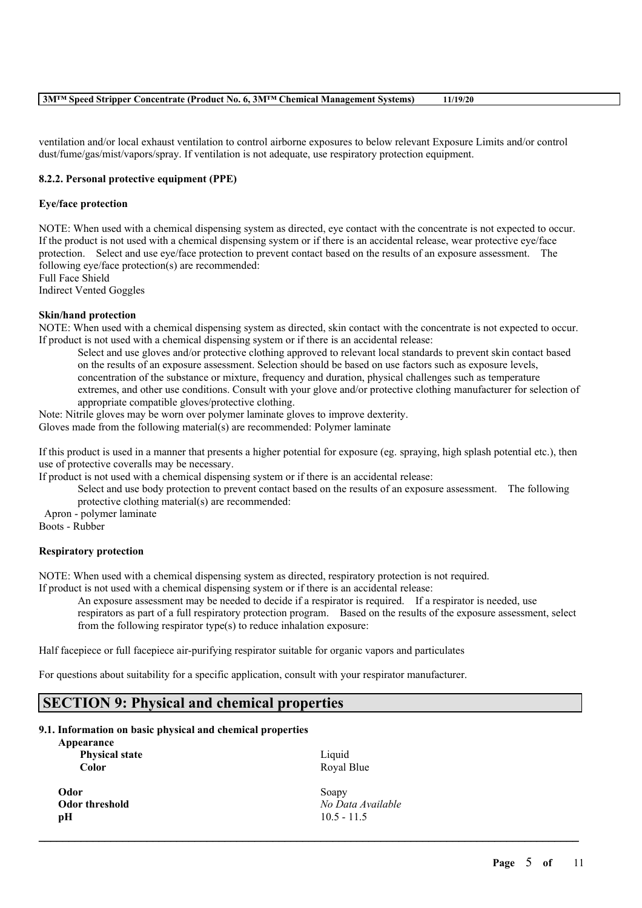ventilation and/or local exhaust ventilation to control airborne exposures to below relevant Exposure Limits and/or control dust/fume/gas/mist/vapors/spray. If ventilation is not adequate, use respiratory protection equipment.

### 8.2.2. Personal protective equipment (PPE)

**Eye/face protection**

NOTE: When used with a chemical dispensing system as directed, eye contact with the concentrate is not expected to occur. If the product is not used with a chemical dispensing system or if there is an accidental release, wear protective eye/face protection. Select and use eye/face protection to prevent contact based on the results of an exposure assessment. The following eye/face protection(s) are recommended:
Full Face Shield
Indirect Vented Goggles

**Skin/hand protection**

NOTE: When used with a chemical dispensing system as directed, skin contact with the concentrate is not expected to occur. If product is not used with a chemical dispensing system or if there is an accidental release:

> Select and use gloves and/or protective clothing approved to relevant local standards to prevent skin contact based on the results of an exposure assessment. Selection should be based on use factors such as exposure levels, concentration of the substance or mixture, frequency and duration, physical challenges such as temperature extremes, and other use conditions. Consult with your glove and/or protective clothing manufacturer for selection of appropriate compatible gloves/protective clothing.

Note: Nitrile gloves may be worn over polymer laminate gloves to improve dexterity.
Gloves made from the following material(s) are recommended: Polymer laminate

If this product is used in a manner that presents a higher potential for exposure (eg. spraying, high splash potential etc.), then use of protective coveralls may be necessary.
If product is not used with a chemical dispensing system or if there is an accidental release:

> Select and use body protection to prevent contact based on the results of an exposure assessment. The following protective clothing material(s) are recommended:

Apron - polymer laminate
Boots - Rubber

**Respiratory protection**

NOTE: When used with a chemical dispensing system as directed, respiratory protection is not required.
If product is not used with a chemical dispensing system or if there is an accidental release:

> An exposure assessment may be needed to decide if a respirator is required. If a respirator is needed, use respirators as part of a full respiratory protection program. Based on the results of the exposure assessment, select from the following respirator type(s) to reduce inhalation exposure:

Half facepiece or full facepiece air-purifying respirator suitable for organic vapors and particulates

For questions about suitability for a specific application, consult with your respirator manufacturer.

## SECTION 9: Physical and chemical properties

### 9.1. Information on basic physical and chemical properties

| Property | Value |
|---|---|
| **Appearance** | |
| **Physical state** | Liquid |
| **Color** | Royal Blue |
| **Odor** | Soapy |
| **Odor threshold** | *No Data Available* |
| **pH** | 10.5 - 11.5 |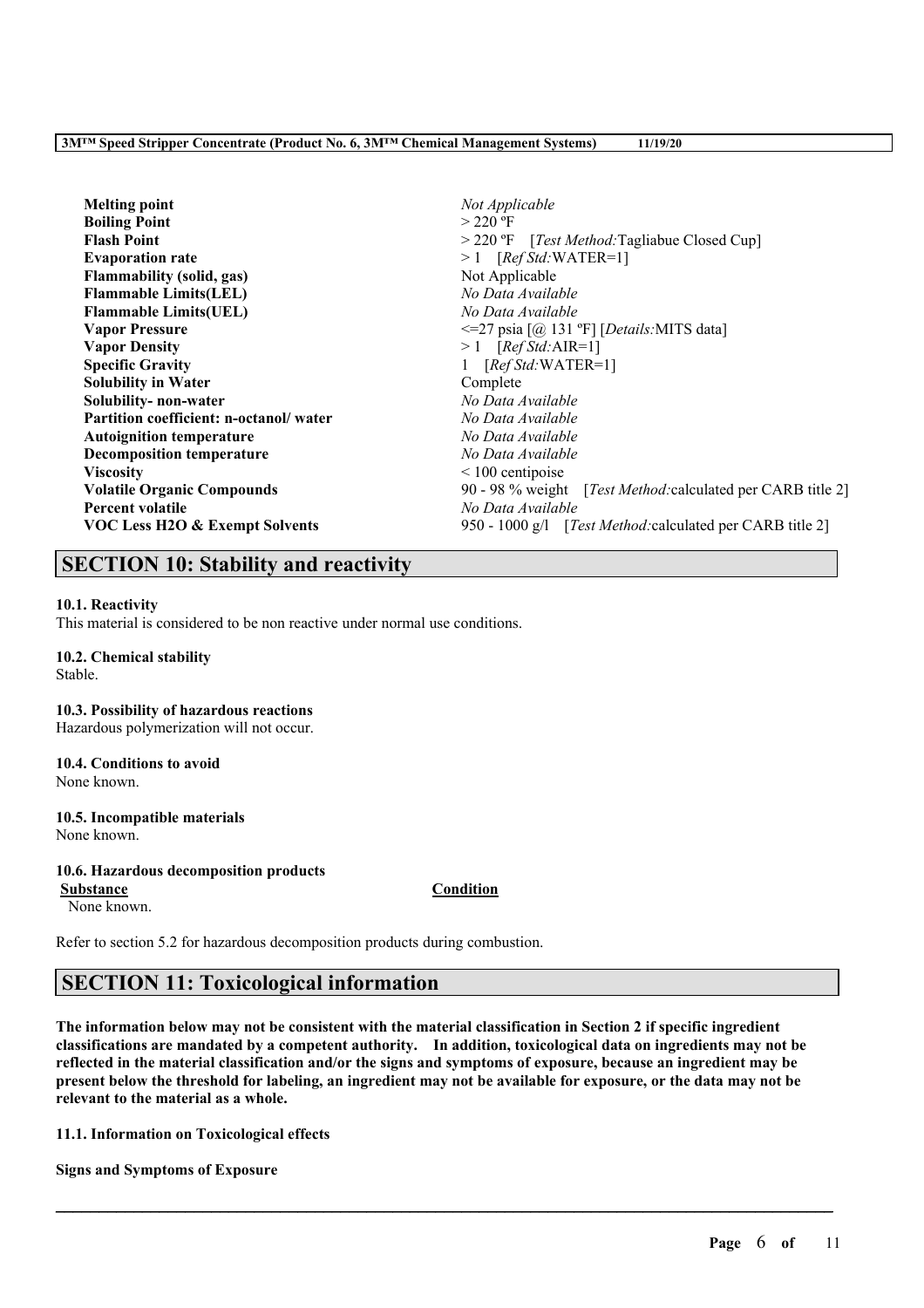| | |
|---|---|
| **Melting point** | *Not Applicable* |
| **Boiling Point** | > 220 ºF |
| **Flash Point** | > 220 ºF [*Test Method:*Tagliabue Closed Cup] |
| **Evaporation rate** | > 1 [*Ref Std:*WATER=1] |
| **Flammability (solid, gas)** | Not Applicable |
| **Flammable Limits(LEL)** | *No Data Available* |
| **Flammable Limits(UEL)** | *No Data Available* |
| **Vapor Pressure** | <=27 psia [@ 131 ºF] [*Details:*MITS data] |
| **Vapor Density** | > 1 [*Ref Std:*AIR=1] |
| **Specific Gravity** | 1 [*Ref Std:*WATER=1] |
| **Solubility in Water** | Complete |
| **Solubility- non-water** | *No Data Available* |
| **Partition coefficient: n-octanol/ water** | *No Data Available* |
| **Autoignition temperature** | *No Data Available* |
| **Decomposition temperature** | *No Data Available* |
| **Viscosity** | < 100 centipoise |
| **Volatile Organic Compounds** | 90 - 98 % weight [*Test Method:*calculated per CARB title 2] |
| **Percent volatile** | *No Data Available* |
| **VOC Less H2O & Exempt Solvents** | 950 - 1000 g/l [*Test Method:*calculated per CARB title 2] |

## SECTION 10: Stability and reactivity

**10.1. Reactivity**
This material is considered to be non reactive under normal use conditions.

**10.2. Chemical stability**
Stable.

**10.3. Possibility of hazardous reactions**
Hazardous polymerization will not occur.

**10.4. Conditions to avoid**
None known.

**10.5. Incompatible materials**
None known.

**10.6. Hazardous decomposition products**

| Substance | Condition |
|---|---|
| None known. | |

Refer to section 5.2 for hazardous decomposition products during combustion.

## SECTION 11: Toxicological information

**The information below may not be consistent with the material classification in Section 2 if specific ingredient classifications are mandated by a competent authority. In addition, toxicological data on ingredients may not be reflected in the material classification and/or the signs and symptoms of exposure, because an ingredient may be present below the threshold for labeling, an ingredient may not be available for exposure, or the data may not be relevant to the material as a whole.**

**11.1. Information on Toxicological effects**

**Signs and Symptoms of Exposure**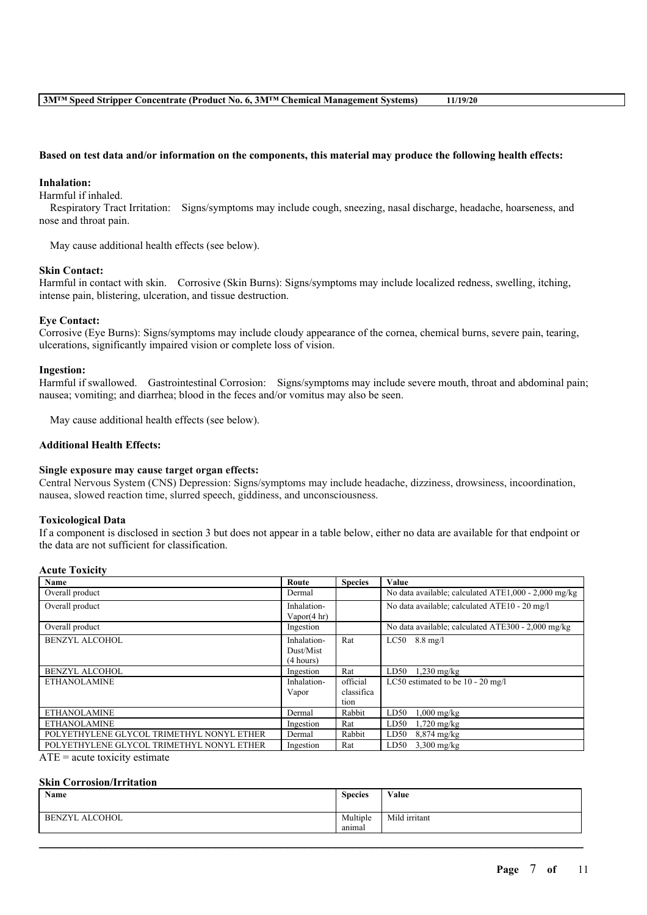**Based on test data and/or information on the components, this material may produce the following health effects:**

**Inhalation:**
Harmful if inhaled.
Respiratory Tract Irritation: Signs/symptoms may include cough, sneezing, nasal discharge, headache, hoarseness, and nose and throat pain.

May cause additional health effects (see below).

**Skin Contact:**
Harmful in contact with skin. Corrosive (Skin Burns): Signs/symptoms may include localized redness, swelling, itching, intense pain, blistering, ulceration, and tissue destruction.

**Eye Contact:**
Corrosive (Eye Burns): Signs/symptoms may include cloudy appearance of the cornea, chemical burns, severe pain, tearing, ulcerations, significantly impaired vision or complete loss of vision.

**Ingestion:**
Harmful if swallowed. Gastrointestinal Corrosion: Signs/symptoms may include severe mouth, throat and abdominal pain; nausea; vomiting; and diarrhea; blood in the feces and/or vomitus may also be seen.

May cause additional health effects (see below).

**Additional Health Effects:**

**Single exposure may cause target organ effects:**
Central Nervous System (CNS) Depression: Signs/symptoms may include headache, dizziness, drowsiness, incoordination, nausea, slowed reaction time, slurred speech, giddiness, and unconsciousness.

**Toxicological Data**
If a component is disclosed in section 3 but does not appear in a table below, either no data are available for that endpoint or the data are not sufficient for classification.

**Acute Toxicity**

| Name | Route | Species | Value |
|---|---|---|---|
| Overall product | Dermal | | No data available; calculated ATE1,000 - 2,000 mg/kg |
| Overall product | Inhalation-Vapor(4 hr) | | No data available; calculated ATE10 - 20 mg/l |
| Overall product | Ingestion | | No data available; calculated ATE300 - 2,000 mg/kg |
| BENZYL ALCOHOL | Inhalation-Dust/Mist (4 hours) | Rat | LC50 8.8 mg/l |
| BENZYL ALCOHOL | Ingestion | Rat | LD50 1,230 mg/kg |
| ETHANOLAMINE | Inhalation-Vapor | official classification | LC50 estimated to be 10 - 20 mg/l |
| ETHANOLAMINE | Dermal | Rabbit | LD50 1,000 mg/kg |
| ETHANOLAMINE | Ingestion | Rat | LD50 1,720 mg/kg |
| POLYETHYLENE GLYCOL TRIMETHYL NONYL ETHER | Dermal | Rabbit | LD50 8,874 mg/kg |
| POLYETHYLENE GLYCOL TRIMETHYL NONYL ETHER | Ingestion | Rat | LD50 3,300 mg/kg |

ATE = acute toxicity estimate

**Skin Corrosion/Irritation**

| Name | Species | Value |
|---|---|---|
| BENZYL ALCOHOL | Multiple animal | Mild irritant |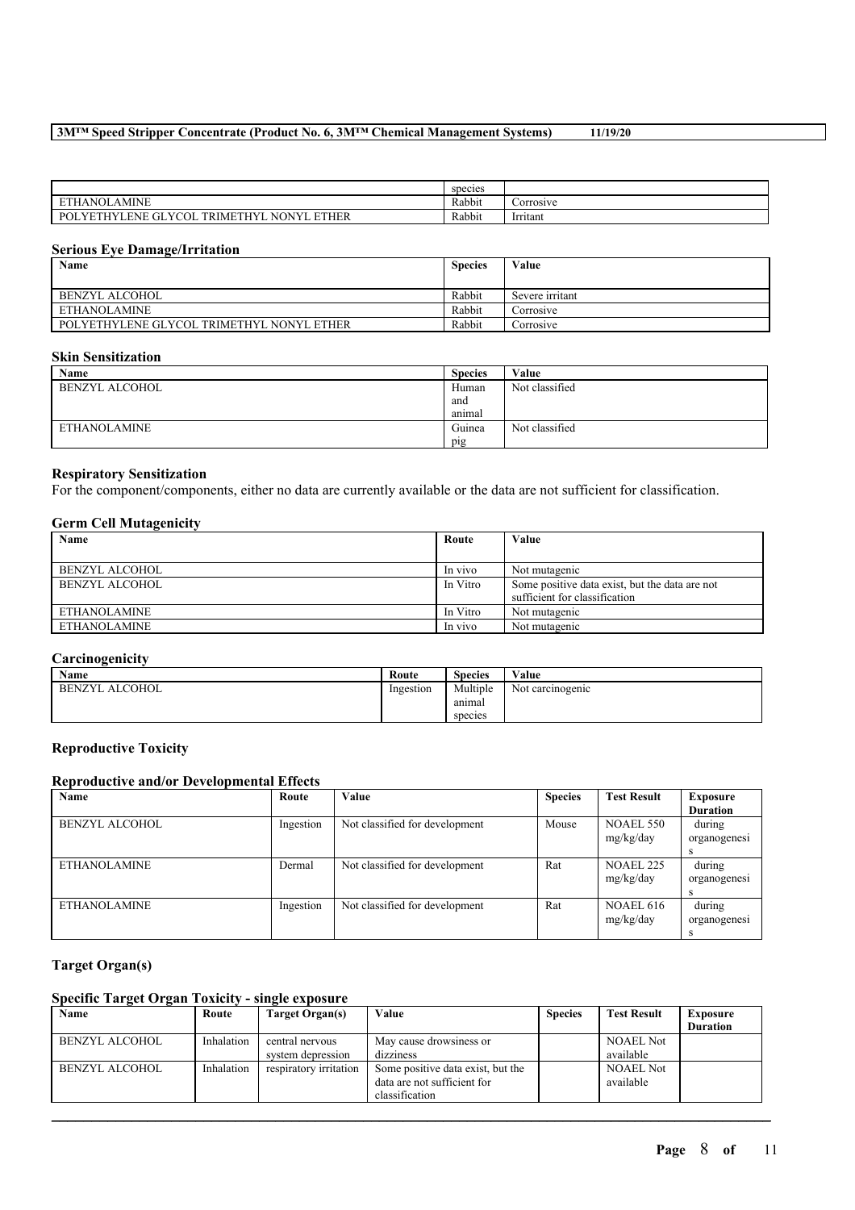| | species | |
|---|---|---|
| ETHANOLAMINE | Rabbit | Corrosive |
| POLYETHYLENE GLYCOL TRIMETHYL NONYL ETHER | Rabbit | Irritant |

### Serious Eye Damage/Irritation

| Name | Species | Value |
|---|---|---|
| BENZYL ALCOHOL | Rabbit | Severe irritant |
| ETHANOLAMINE | Rabbit | Corrosive |
| POLYETHYLENE GLYCOL TRIMETHYL NONYL ETHER | Rabbit | Corrosive |

### Skin Sensitization

| Name | Species | Value |
|---|---|---|
| BENZYL ALCOHOL | Human and animal | Not classified |
| ETHANOLAMINE | Guinea pig | Not classified |

### Respiratory Sensitization

For the component/components, either no data are currently available or the data are not sufficient for classification.

### Germ Cell Mutagenicity

| Name | Route | Value |
|---|---|---|
| BENZYL ALCOHOL | In vivo | Not mutagenic |
| BENZYL ALCOHOL | In Vitro | Some positive data exist, but the data are not sufficient for classification |
| ETHANOLAMINE | In Vitro | Not mutagenic |
| ETHANOLAMINE | In vivo | Not mutagenic |

### Carcinogenicity

| Name | Route | Species | Value |
|---|---|---|---|
| BENZYL ALCOHOL | Ingestion | Multiple animal species | Not carcinogenic |

### Reproductive Toxicity

#### Reproductive and/or Developmental Effects

| Name | Route | Value | Species | Test Result | Exposure Duration |
|---|---|---|---|---|---|
| BENZYL ALCOHOL | Ingestion | Not classified for development | Mouse | NOAEL 550 mg/kg/day | during organogenesis |
| ETHANOLAMINE | Dermal | Not classified for development | Rat | NOAEL 225 mg/kg/day | during organogenesis |
| ETHANOLAMINE | Ingestion | Not classified for development | Rat | NOAEL 616 mg/kg/day | during organogenesis |

### Target Organ(s)

#### Specific Target Organ Toxicity - single exposure

| Name | Route | Target Organ(s) | Value | Species | Test Result | Exposure Duration |
|---|---|---|---|---|---|---|
| BENZYL ALCOHOL | Inhalation | central nervous system depression | May cause drowsiness or dizziness | | NOAEL Not available | |
| BENZYL ALCOHOL | Inhalation | respiratory irritation | Some positive data exist, but the data are not sufficient for classification | | NOAEL Not available | |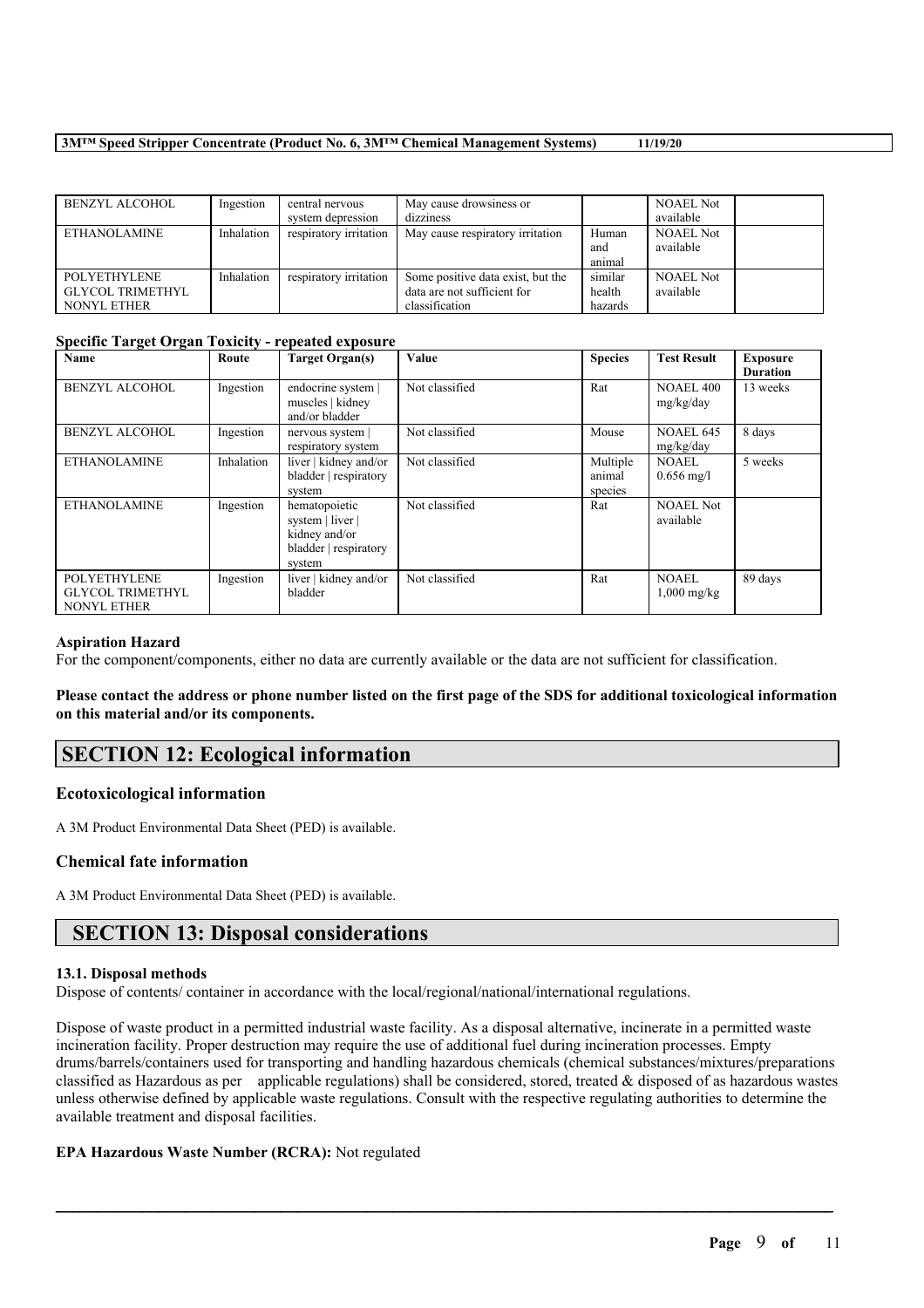| BENZYL ALCOHOL | Ingestion | central nervous system depression | May cause drowsiness or dizziness | | NOAEL Not available | |
|---|---|---|---|---|---|---|
| ETHANOLAMINE | Inhalation | respiratory irritation | May cause respiratory irritation | Human and animal | NOAEL Not available | |
| POLYETHYLENE GLYCOL TRIMETHYL NONYL ETHER | Inhalation | respiratory irritation | Some positive data exist, but the data are not sufficient for classification | similar health hazards | NOAEL Not available | |

#### Specific Target Organ Toxicity - repeated exposure

| Name | Route | Target Organ(s) | Value | Species | Test Result | Exposure Duration |
|---|---|---|---|---|---|---|
| BENZYL ALCOHOL | Ingestion | endocrine system \| muscles \| kidney and/or bladder | Not classified | Rat | NOAEL 400 mg/kg/day | 13 weeks |
| BENZYL ALCOHOL | Ingestion | nervous system \| respiratory system | Not classified | Mouse | NOAEL 645 mg/kg/day | 8 days |
| ETHANOLAMINE | Inhalation | liver \| kidney and/or bladder \| respiratory system | Not classified | Multiple animal species | NOAEL 0.656 mg/l | 5 weeks |
| ETHANOLAMINE | Ingestion | hematopoietic system \| liver \| kidney and/or bladder \| respiratory system | Not classified | Rat | NOAEL Not available | |
| POLYETHYLENE GLYCOL TRIMETHYL NONYL ETHER | Ingestion | liver \| kidney and/or bladder | Not classified | Rat | NOAEL 1,000 mg/kg | 89 days |

#### Aspiration Hazard

For the component/components, either no data are currently available or the data are not sufficient for classification.

**Please contact the address or phone number listed on the first page of the SDS for additional toxicological information on this material and/or its components.**

## SECTION 12: Ecological information

### Ecotoxicological information

A 3M Product Environmental Data Sheet (PED) is available.

### Chemical fate information

A 3M Product Environmental Data Sheet (PED) is available.

## SECTION 13: Disposal considerations

#### 13.1. Disposal methods

Dispose of contents/ container in accordance with the local/regional/national/international regulations.

Dispose of waste product in a permitted industrial waste facility. As a disposal alternative, incinerate in a permitted waste incineration facility. Proper destruction may require the use of additional fuel during incineration processes. Empty drums/barrels/containers used for transporting and handling hazardous chemicals (chemical substances/mixtures/preparations classified as Hazardous as per applicable regulations) shall be considered, stored, treated & disposed of as hazardous wastes unless otherwise defined by applicable waste regulations. Consult with the respective regulating authorities to determine the available treatment and disposal facilities.

**EPA Hazardous Waste Number (RCRA):** Not regulated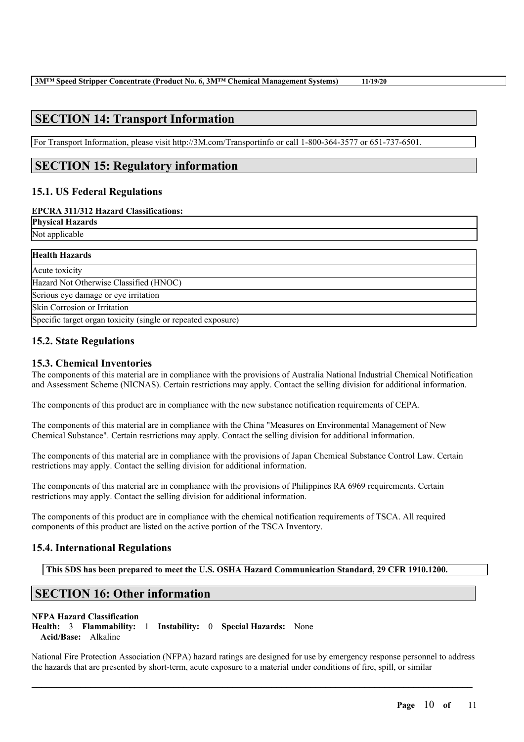## SECTION 14: Transport Information

For Transport Information, please visit http://3M.com/Transportinfo or call 1-800-364-3577 or 651-737-6501.

## SECTION 15: Regulatory information

### 15.1. US Federal Regulations

**EPCRA 311/312 Hazard Classifications:**

| **Physical Hazards** |
|---|
| Not applicable |

| **Health Hazards** |
|---|
| Acute toxicity |
| Hazard Not Otherwise Classified (HNOC) |
| Serious eye damage or eye irritation |
| Skin Corrosion or Irritation |
| Specific target organ toxicity (single or repeated exposure) |

### 15.2. State Regulations

### 15.3. Chemical Inventories

The components of this material are in compliance with the provisions of Australia National Industrial Chemical Notification and Assessment Scheme (NICNAS). Certain restrictions may apply. Contact the selling division for additional information.

The components of this product are in compliance with the new substance notification requirements of CEPA.

The components of this material are in compliance with the China "Measures on Environmental Management of New Chemical Substance". Certain restrictions may apply. Contact the selling division for additional information.

The components of this material are in compliance with the provisions of Japan Chemical Substance Control Law. Certain restrictions may apply. Contact the selling division for additional information.

The components of this material are in compliance with the provisions of Philippines RA 6969 requirements. Certain restrictions may apply. Contact the selling division for additional information.

The components of this product are in compliance with the chemical notification requirements of TSCA. All required components of this product are listed on the active portion of the TSCA Inventory.

### 15.4. International Regulations

**This SDS has been prepared to meet the U.S. OSHA Hazard Communication Standard, 29 CFR 1910.1200.**

## SECTION 16: Other information

**NFPA Hazard Classification**
**Health:** 3 **Flammability:** 1 **Instability:** 0 **Special Hazards:** None
**Acid/Base:** Alkaline

National Fire Protection Association (NFPA) hazard ratings are designed for use by emergency response personnel to address the hazards that are presented by short-term, acute exposure to a material under conditions of fire, spill, or similar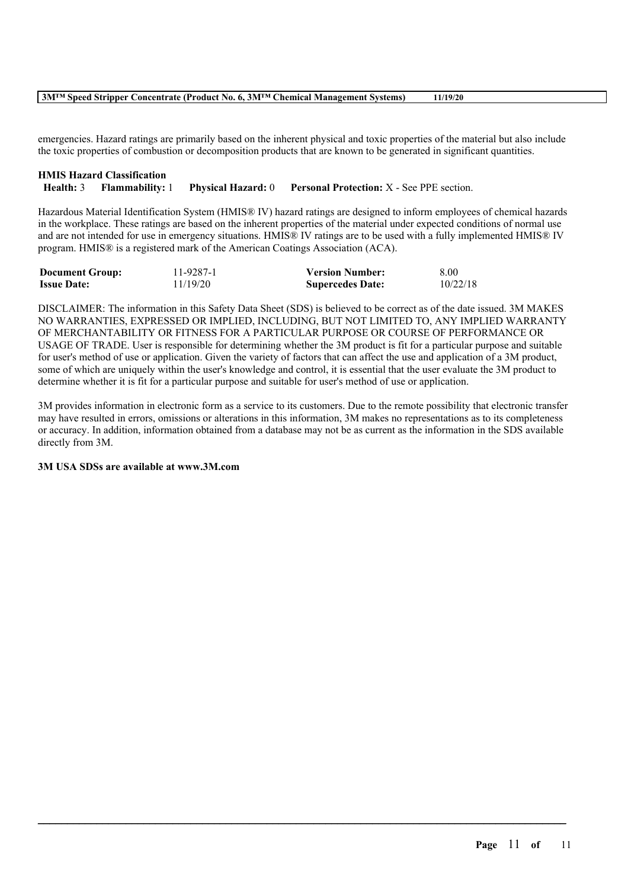emergencies. Hazard ratings are primarily based on the inherent physical and toxic properties of the material but also include the toxic properties of combustion or decomposition products that are known to be generated in significant quantities.

**HMIS Hazard Classification**

**Health:** 3 **Flammability:** 1 **Physical Hazard:** 0 **Personal Protection:** X - See PPE section.

Hazardous Material Identification System (HMIS® IV) hazard ratings are designed to inform employees of chemical hazards in the workplace. These ratings are based on the inherent properties of the material under expected conditions of normal use and are not intended for use in emergency situations. HMIS® IV ratings are to be used with a fully implemented HMIS® IV program. HMIS® is a registered mark of the American Coatings Association (ACA).

| | | | |
|---|---|---|---|
| **Document Group:** | 11-9287-1 | **Version Number:** | 8.00 |
| **Issue Date:** | 11/19/20 | **Supercedes Date:** | 10/22/18 |

DISCLAIMER: The information in this Safety Data Sheet (SDS) is believed to be correct as of the date issued. 3M MAKES NO WARRANTIES, EXPRESSED OR IMPLIED, INCLUDING, BUT NOT LIMITED TO, ANY IMPLIED WARRANTY OF MERCHANTABILITY OR FITNESS FOR A PARTICULAR PURPOSE OR COURSE OF PERFORMANCE OR USAGE OF TRADE. User is responsible for determining whether the 3M product is fit for a particular purpose and suitable for user's method of use or application. Given the variety of factors that can affect the use and application of a 3M product, some of which are uniquely within the user's knowledge and control, it is essential that the user evaluate the 3M product to determine whether it is fit for a particular purpose and suitable for user's method of use or application.

3M provides information in electronic form as a service to its customers. Due to the remote possibility that electronic transfer may have resulted in errors, omissions or alterations in this information, 3M makes no representations as to its completeness or accuracy. In addition, information obtained from a database may not be as current as the information in the SDS available directly from 3M.

**3M USA SDSs are available at www.3M.com**